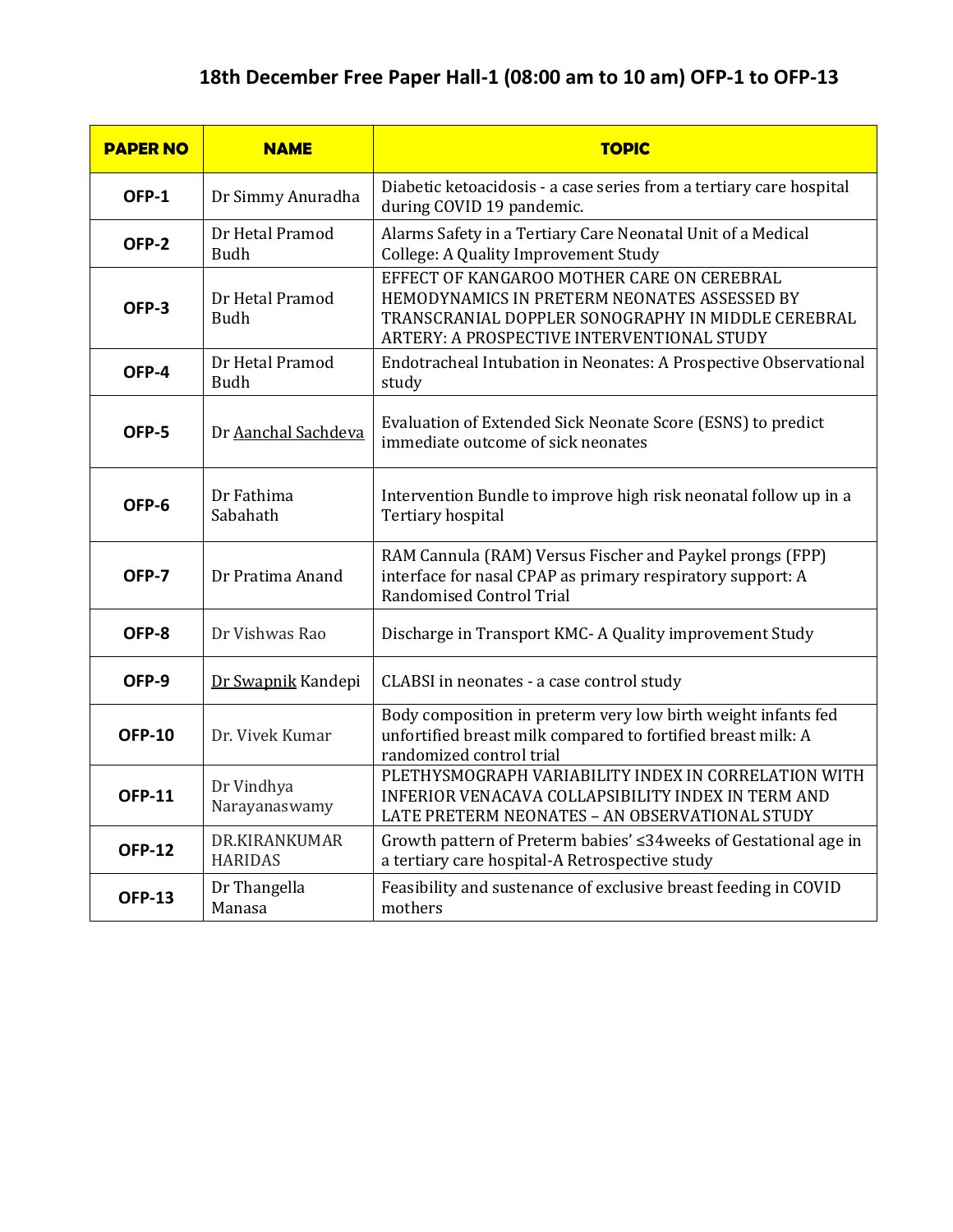# 18th December Free Paper Hall-1 (08:00 am to 10 am) OFP-1 to OFP-13

| PAPER NO | NAME | TOPIC |
|---|---|---|
| OFP-1 | Dr Simmy Anuradha | Diabetic ketoacidosis - a case series from a tertiary care hospital during COVID 19 pandemic. |
| OFP-2 | Dr Hetal Pramod Budh | Alarms Safety in a Tertiary Care Neonatal Unit of a Medical College: A Quality Improvement Study |
| OFP-3 | Dr Hetal Pramod Budh | EFFECT OF KANGAROO MOTHER CARE ON CEREBRAL HEMODYNAMICS IN PRETERM NEONATES ASSESSED BY TRANSCRANIAL DOPPLER SONOGRAPHY IN MIDDLE CEREBRAL ARTERY: A PROSPECTIVE INTERVENTIONAL STUDY |
| OFP-4 | Dr Hetal Pramod Budh | Endotracheal Intubation in Neonates: A Prospective Observational study |
| OFP-5 | Dr Aanchal Sachdeva | Evaluation of Extended Sick Neonate Score (ESNS) to predict immediate outcome of sick neonates |
| OFP-6 | Dr Fathima Sabahath | Intervention Bundle to improve high risk neonatal follow up in a Tertiary hospital |
| OFP-7 | Dr Pratima Anand | RAM Cannula (RAM) Versus Fischer and Paykel prongs (FPP) interface for nasal CPAP as primary respiratory support: A Randomised Control Trial |
| OFP-8 | Dr Vishwas Rao | Discharge in Transport KMC- A Quality improvement Study |
| OFP-9 | Dr Swapnik Kandepi | CLABSI in neonates - a case control study |
| OFP-10 | Dr. Vivek Kumar | Body composition in preterm very low birth weight infants fed unfortified breast milk compared to fortified breast milk: A randomized control trial |
| OFP-11 | Dr Vindhya Narayanaswamy | PLETHYSMOGRAPH VARIABILITY INDEX IN CORRELATION WITH INFERIOR VENACAVA COLLAPSIBILITY INDEX IN TERM AND LATE PRETERM NEONATES – AN OBSERVATIONAL STUDY |
| OFP-12 | DR.KIRANKUMAR HARIDAS | Growth pattern of Preterm babies' ≤34weeks of Gestational age in a tertiary care hospital-A Retrospective study |
| OFP-13 | Dr Thangella Manasa | Feasibility and sustenance of exclusive breast feeding in COVID mothers |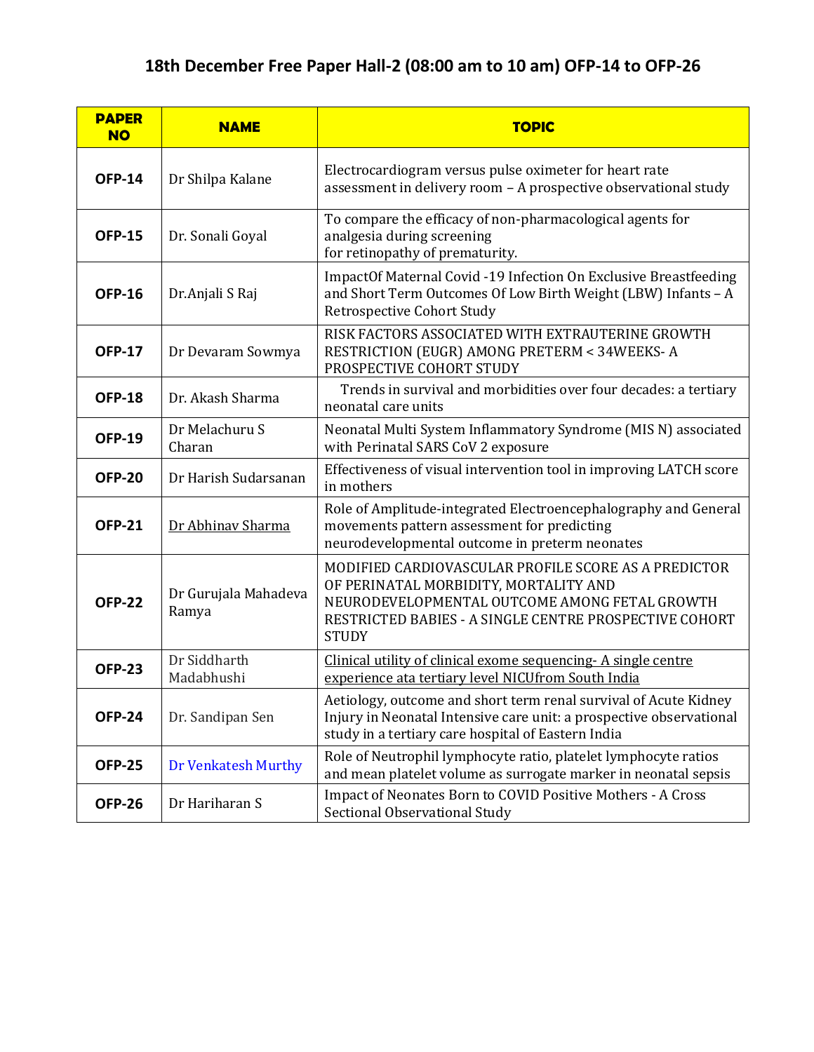## 18th December Free Paper Hall-2 (08:00 am to 10 am) OFP-14 to OFP-26

| PAPER NO | NAME | TOPIC |
|---|---|---|
| **OFP-14** | Dr Shilpa Kalane | Electrocardiogram versus pulse oximeter for heart rate assessment in delivery room – A prospective observational study |
| **OFP-15** | Dr. Sonali Goyal | To compare the efficacy of non-pharmacological agents for analgesia during screening for retinopathy of prematurity. |
| **OFP-16** | Dr.Anjali S Raj | ImpactOf Maternal Covid -19 Infection On Exclusive Breastfeeding and Short Term Outcomes Of Low Birth Weight (LBW) Infants – A Retrospective Cohort Study |
| **OFP-17** | Dr Devaram Sowmya | RISK FACTORS ASSOCIATED WITH EXTRAUTERINE GROWTH RESTRICTION (EUGR) AMONG PRETERM < 34WEEKS- A PROSPECTIVE COHORT STUDY |
| **OFP-18** | Dr. Akash Sharma | Trends in survival and morbidities over four decades: a tertiary neonatal care units |
| **OFP-19** | Dr Melachuru S Charan | Neonatal Multi System Inflammatory Syndrome (MIS N) associated with Perinatal SARS CoV 2 exposure |
| **OFP-20** | Dr Harish Sudarsanan | Effectiveness of visual intervention tool in improving LATCH score in mothers |
| **OFP-21** | Dr Abhinav Sharma | Role of Amplitude-integrated Electroencephalography and General movements pattern assessment for predicting neurodevelopmental outcome in preterm neonates |
| **OFP-22** | Dr Gurujala Mahadeva Ramya | MODIFIED CARDIOVASCULAR PROFILE SCORE AS A PREDICTOR OF PERINATAL MORBIDITY, MORTALITY AND NEURODEVELOPMENTAL OUTCOME AMONG FETAL GROWTH RESTRICTED BABIES - A SINGLE CENTRE PROSPECTIVE COHORT STUDY |
| **OFP-23** | Dr Siddharth Madabhushi | Clinical utility of clinical exome sequencing- A single centre experience ata tertiary level NICUfrom South India |
| **OFP-24** | Dr. Sandipan Sen | Aetiology, outcome and short term renal survival of Acute Kidney Injury in Neonatal Intensive care unit: a prospective observational study in a tertiary care hospital of Eastern India |
| **OFP-25** | Dr Venkatesh Murthy | Role of Neutrophil lymphocyte ratio, platelet lymphocyte ratios and mean platelet volume as surrogate marker in neonatal sepsis |
| **OFP-26** | Dr Hariharan S | Impact of Neonates Born to COVID Positive Mothers - A Cross Sectional Observational Study |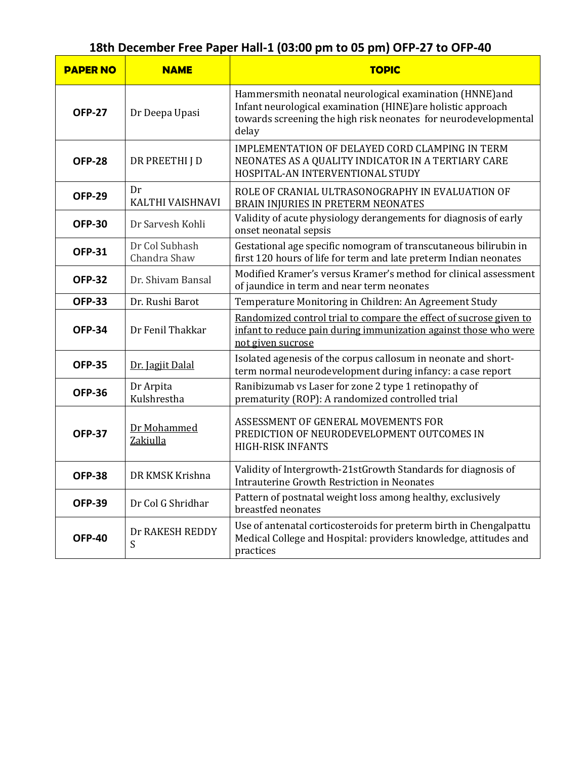# 18th December Free Paper Hall-1 (03:00 pm to 05 pm) OFP-27 to OFP-40

| PAPER NO | NAME | TOPIC |
|---|---|---|
| **OFP-27** | Dr Deepa Upasi | Hammersmith neonatal neurological examination (HNNE)and Infant neurological examination (HINE)are holistic approach towards screening the high risk neonates for neurodevelopmental delay |
| **OFP-28** | DR PREETHI J D | IMPLEMENTATION OF DELAYED CORD CLAMPING IN TERM NEONATES AS A QUALITY INDICATOR IN A TERTIARY CARE HOSPITAL-AN INTERVENTIONAL STUDY |
| **OFP-29** | Dr KALTHI VAISHNAVI | ROLE OF CRANIAL ULTRASONOGRAPHY IN EVALUATION OF BRAIN INJURIES IN PRETERM NEONATES |
| **OFP-30** | Dr Sarvesh Kohli | Validity of acute physiology derangements for diagnosis of early onset neonatal sepsis |
| **OFP-31** | Dr Col Subhash Chandra Shaw | Gestational age specific nomogram of transcutaneous bilirubin in first 120 hours of life for term and late preterm Indian neonates |
| **OFP-32** | Dr. Shivam Bansal | Modified Kramer's versus Kramer's method for clinical assessment of jaundice in term and near term neonates |
| **OFP-33** | Dr. Rushi Barot | Temperature Monitoring in Children: An Agreement Study |
| **OFP-34** | Dr Fenil Thakkar | Randomized control trial to compare the effect of sucrose given to infant to reduce pain during immunization against those who were not given sucrose |
| **OFP-35** | Dr. Jagjit Dalal | Isolated agenesis of the corpus callosum in neonate and short-term normal neurodevelopment during infancy: a case report |
| **OFP-36** | Dr Arpita Kulshrestha | Ranibizumab vs Laser for zone 2 type 1 retinopathy of prematurity (ROP): A randomized controlled trial |
| **OFP-37** | Dr Mohammed Zakiulla | ASSESSMENT OF GENERAL MOVEMENTS FOR PREDICTION OF NEURODEVELOPMENT OUTCOMES IN HIGH-RISK INFANTS |
| **OFP-38** | DR KMSK Krishna | Validity of Intergrowth-21stGrowth Standards for diagnosis of Intrauterine Growth Restriction in Neonates |
| **OFP-39** | Dr Col G Shridhar | Pattern of postnatal weight loss among healthy, exclusively breastfed neonates |
| **OFP-40** | Dr RAKESH REDDY S | Use of antenatal corticosteroids for preterm birth in Chengalpattu Medical College and Hospital: providers knowledge, attitudes and practices |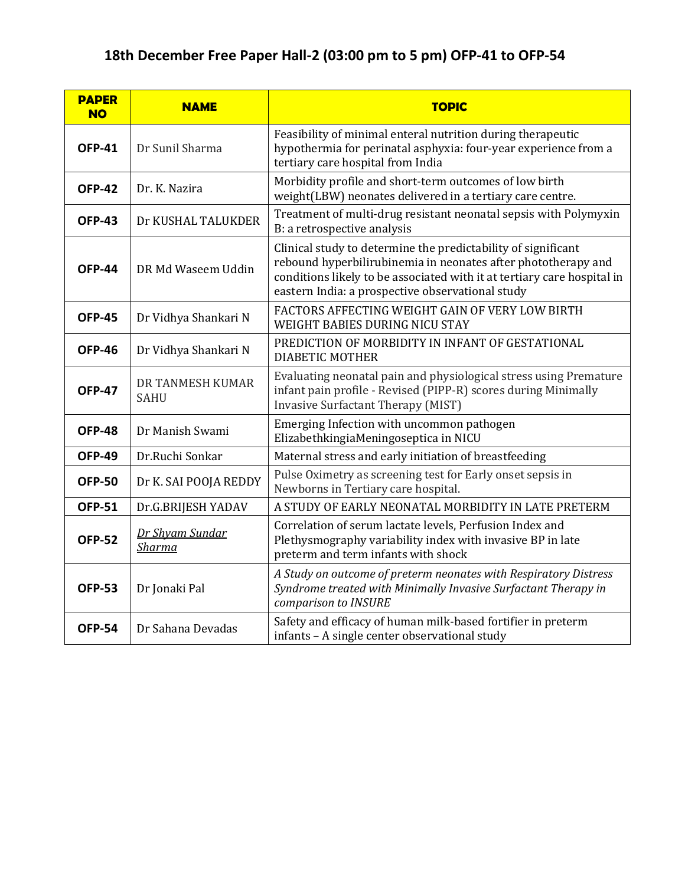## 18th December Free Paper Hall-2 (03:00 pm to 5 pm) OFP-41 to OFP-54

| PAPER NO | NAME | TOPIC |
|---|---|---|
| **OFP-41** | Dr Sunil Sharma | Feasibility of minimal enteral nutrition during therapeutic hypothermia for perinatal asphyxia: four-year experience from a tertiary care hospital from India |
| **OFP-42** | Dr. K. Nazira | Morbidity profile and short-term outcomes of low birth weight(LBW) neonates delivered in a tertiary care centre. |
| **OFP-43** | Dr KUSHAL TALUKDER | Treatment of multi-drug resistant neonatal sepsis with Polymyxin B: a retrospective analysis |
| **OFP-44** | DR Md Waseem Uddin | Clinical study to determine the predictability of significant rebound hyperbilirubinemia in neonates after phototherapy and conditions likely to be associated with it at tertiary care hospital in eastern India: a prospective observational study |
| **OFP-45** | Dr Vidhya Shankari N | FACTORS AFFECTING WEIGHT GAIN OF VERY LOW BIRTH WEIGHT BABIES DURING NICU STAY |
| **OFP-46** | Dr Vidhya Shankari N | PREDICTION OF MORBIDITY IN INFANT OF GESTATIONAL DIABETIC MOTHER |
| **OFP-47** | DR TANMESH KUMAR SAHU | Evaluating neonatal pain and physiological stress using Premature infant pain profile - Revised (PIPP-R) scores during Minimally Invasive Surfactant Therapy (MIST) |
| **OFP-48** | Dr Manish Swami | Emerging Infection with uncommon pathogen ElizabethkingiaMeningoseptica in NICU |
| **OFP-49** | Dr.Ruchi Sonkar | Maternal stress and early initiation of breastfeeding |
| **OFP-50** | Dr K. SAI POOJA REDDY | Pulse Oximetry as screening test for Early onset sepsis in Newborns in Tertiary care hospital. |
| **OFP-51** | Dr.G.BRIJESH YADAV | A STUDY OF EARLY NEONATAL MORBIDITY IN LATE PRETERM |
| **OFP-52** | *Dr Shyam Sundar Sharma* | Correlation of serum lactate levels, Perfusion Index and Plethysmography variability index with invasive BP in late preterm and term infants with shock |
| **OFP-53** | Dr Jonaki Pal | *A Study on outcome of preterm neonates with Respiratory Distress Syndrome treated with Minimally Invasive Surfactant Therapy in comparison to INSURE* |
| **OFP-54** | Dr Sahana Devadas | Safety and efficacy of human milk-based fortifier in preterm infants – A single center observational study |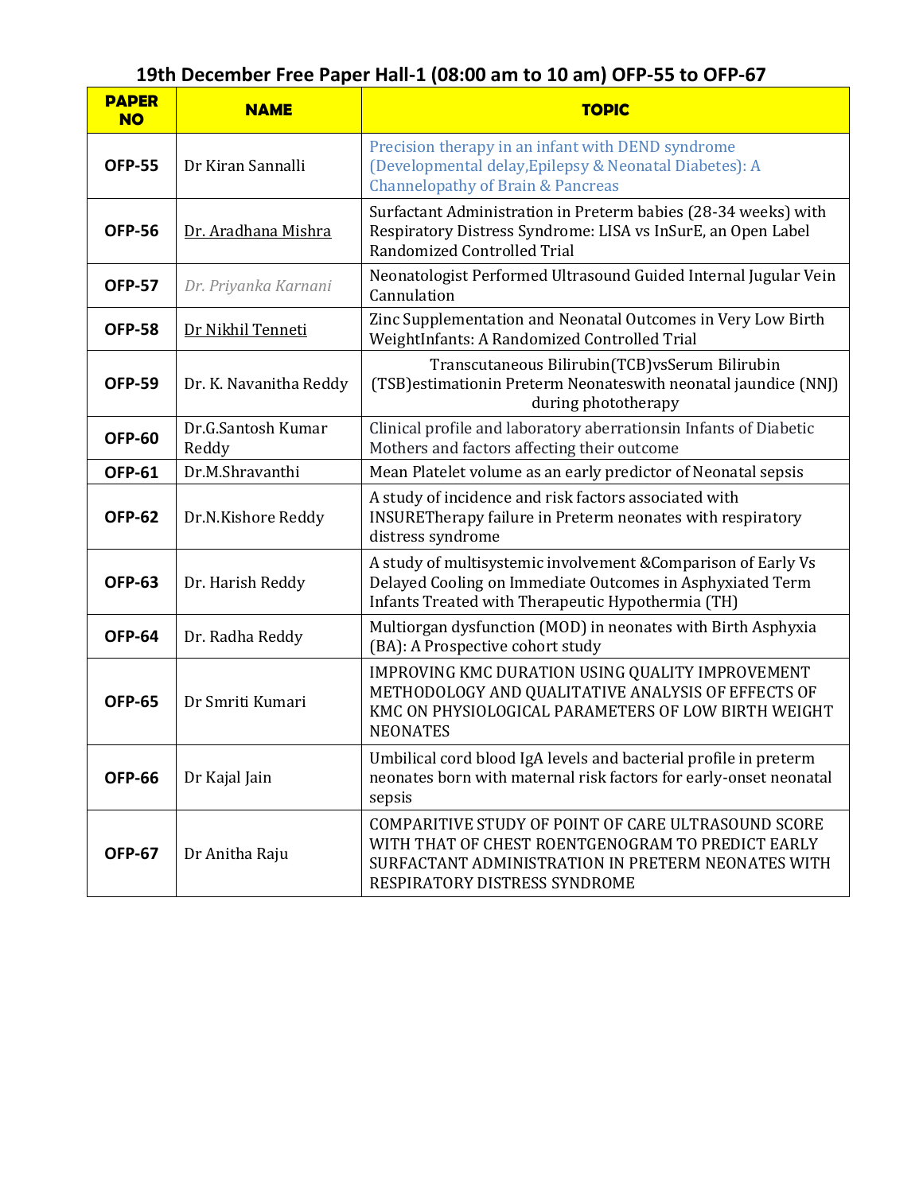## 19th December Free Paper Hall-1 (08:00 am to 10 am) OFP-55 to OFP-67

| PAPER NO | NAME | TOPIC |
|---|---|---|
| **OFP-55** | Dr Kiran Sannalli | Precision therapy in an infant with DEND syndrome (Developmental delay,Epilepsy & Neonatal Diabetes): A Channelopathy of Brain & Pancreas |
| **OFP-56** | Dr. Aradhana Mishra | Surfactant Administration in Preterm babies (28-34 weeks) with Respiratory Distress Syndrome: LISA vs InSurE, an Open Label Randomized Controlled Trial |
| **OFP-57** | *Dr. Priyanka Karnani* | Neonatologist Performed Ultrasound Guided Internal Jugular Vein Cannulation |
| **OFP-58** | Dr Nikhil Tenneti | Zinc Supplementation and Neonatal Outcomes in Very Low Birth WeightInfants: A Randomized Controlled Trial |
| **OFP-59** | Dr. K. Navanitha Reddy | Transcutaneous Bilirubin(TCB)vsSerum Bilirubin (TSB)estimationin Preterm Neonateswith neonatal jaundice (NNJ) during phototherapy |
| **OFP-60** | Dr.G.Santosh Kumar Reddy | Clinical profile and laboratory aberrationsin Infants of Diabetic Mothers and factors affecting their outcome |
| **OFP-61** | Dr.M.Shravanthi | Mean Platelet volume as an early predictor of Neonatal sepsis |
| **OFP-62** | Dr.N.Kishore Reddy | A study of incidence and risk factors associated with INSURETherapy failure in Preterm neonates with respiratory distress syndrome |
| **OFP-63** | Dr. Harish Reddy | A study of multisystemic involvement &Comparison of Early Vs Delayed Cooling on Immediate Outcomes in Asphyxiated Term Infants Treated with Therapeutic Hypothermia (TH) |
| **OFP-64** | Dr. Radha Reddy | Multiorgan dysfunction (MOD) in neonates with Birth Asphyxia (BA): A Prospective cohort study |
| **OFP-65** | Dr Smriti Kumari | IMPROVING KMC DURATION USING QUALITY IMPROVEMENT METHODOLOGY AND QUALITATIVE ANALYSIS OF EFFECTS OF KMC ON PHYSIOLOGICAL PARAMETERS OF LOW BIRTH WEIGHT NEONATES |
| **OFP-66** | Dr Kajal Jain | Umbilical cord blood IgA levels and bacterial profile in preterm neonates born with maternal risk factors for early-onset neonatal sepsis |
| **OFP-67** | Dr Anitha Raju | COMPARITIVE STUDY OF POINT OF CARE ULTRASOUND SCORE WITH THAT OF CHEST ROENTGENOGRAM TO PREDICT EARLY SURFACTANT ADMINISTRATION IN PRETERM NEONATES WITH RESPIRATORY DISTRESS SYNDROME |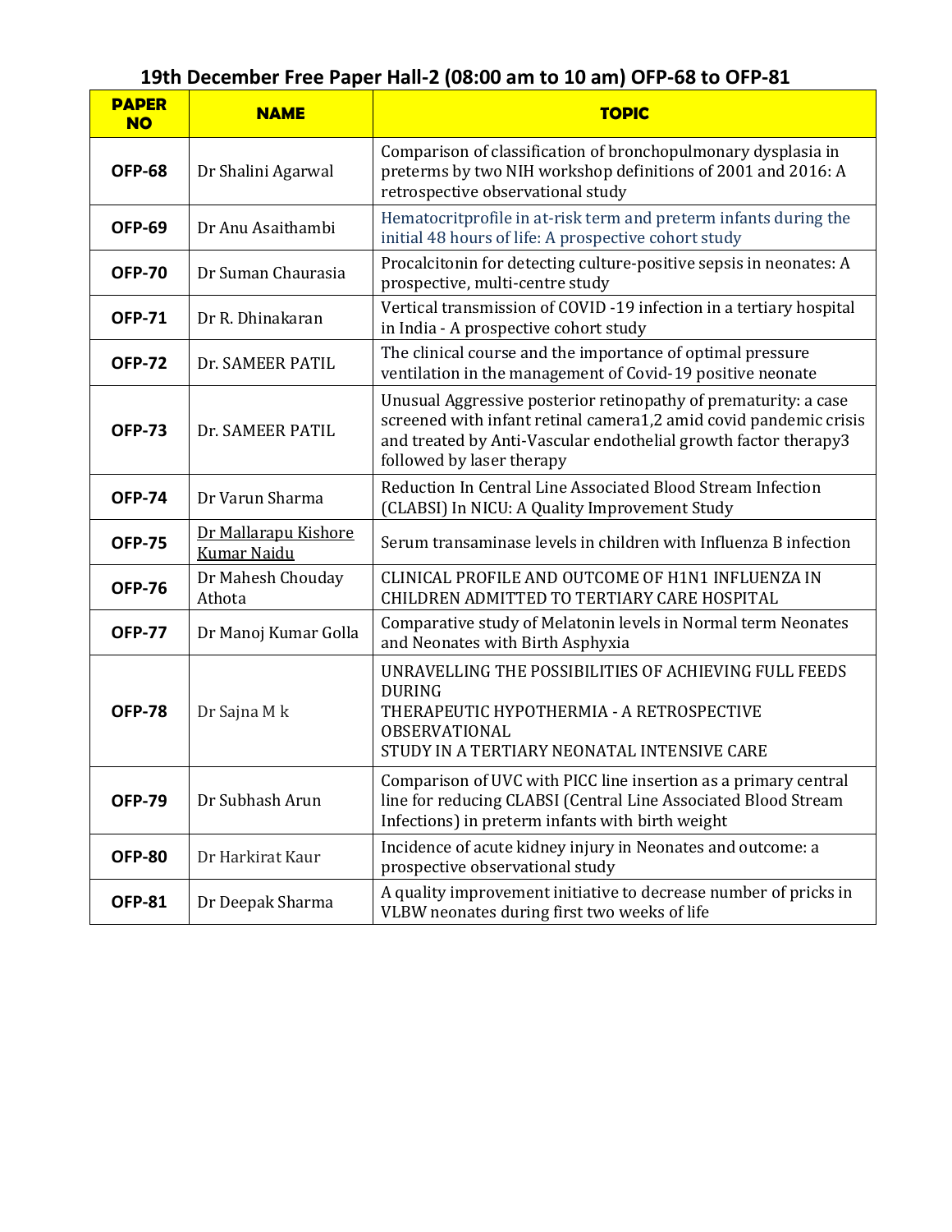## 19th December Free Paper Hall-2 (08:00 am to 10 am) OFP-68 to OFP-81

| PAPER NO | NAME | TOPIC |
|---|---|---|
| **OFP-68** | Dr Shalini Agarwal | Comparison of classification of bronchopulmonary dysplasia in preterms by two NIH workshop definitions of 2001 and 2016: A retrospective observational study |
| **OFP-69** | Dr Anu Asaithambi | Hematocritprofile in at-risk term and preterm infants during the initial 48 hours of life: A prospective cohort study |
| **OFP-70** | Dr Suman Chaurasia | Procalcitonin for detecting culture-positive sepsis in neonates: A prospective, multi-centre study |
| **OFP-71** | Dr R. Dhinakaran | Vertical transmission of COVID -19 infection in a tertiary hospital in India - A prospective cohort study |
| **OFP-72** | Dr. SAMEER PATIL | The clinical course and the importance of optimal pressure ventilation in the management of Covid-19 positive neonate |
| **OFP-73** | Dr. SAMEER PATIL | Unusual Aggressive posterior retinopathy of prematurity: a case screened with infant retinal camera1,2 amid covid pandemic crisis and treated by Anti-Vascular endothelial growth factor therapy3 followed by laser therapy |
| **OFP-74** | Dr Varun Sharma | Reduction In Central Line Associated Blood Stream Infection (CLABSI) In NICU: A Quality Improvement Study |
| **OFP-75** | Dr Mallarapu Kishore Kumar Naidu | Serum transaminase levels in children with Influenza B infection |
| **OFP-76** | Dr Mahesh Chouday Athota | CLINICAL PROFILE AND OUTCOME OF H1N1 INFLUENZA IN CHILDREN ADMITTED TO TERTIARY CARE HOSPITAL |
| **OFP-77** | Dr Manoj Kumar Golla | Comparative study of Melatonin levels in Normal term Neonates and Neonates with Birth Asphyxia |
| **OFP-78** | Dr Sajna M k | UNRAVELLING THE POSSIBILITIES OF ACHIEVING FULL FEEDS DURING THERAPEUTIC HYPOTHERMIA - A RETROSPECTIVE OBSERVATIONAL STUDY IN A TERTIARY NEONATAL INTENSIVE CARE |
| **OFP-79** | Dr Subhash Arun | Comparison of UVC with PICC line insertion as a primary central line for reducing CLABSI (Central Line Associated Blood Stream Infections) in preterm infants with birth weight |
| **OFP-80** | Dr Harkirat Kaur | Incidence of acute kidney injury in Neonates and outcome: a prospective observational study |
| **OFP-81** | Dr Deepak Sharma | A quality improvement initiative to decrease number of pricks in VLBW neonates during first two weeks of life |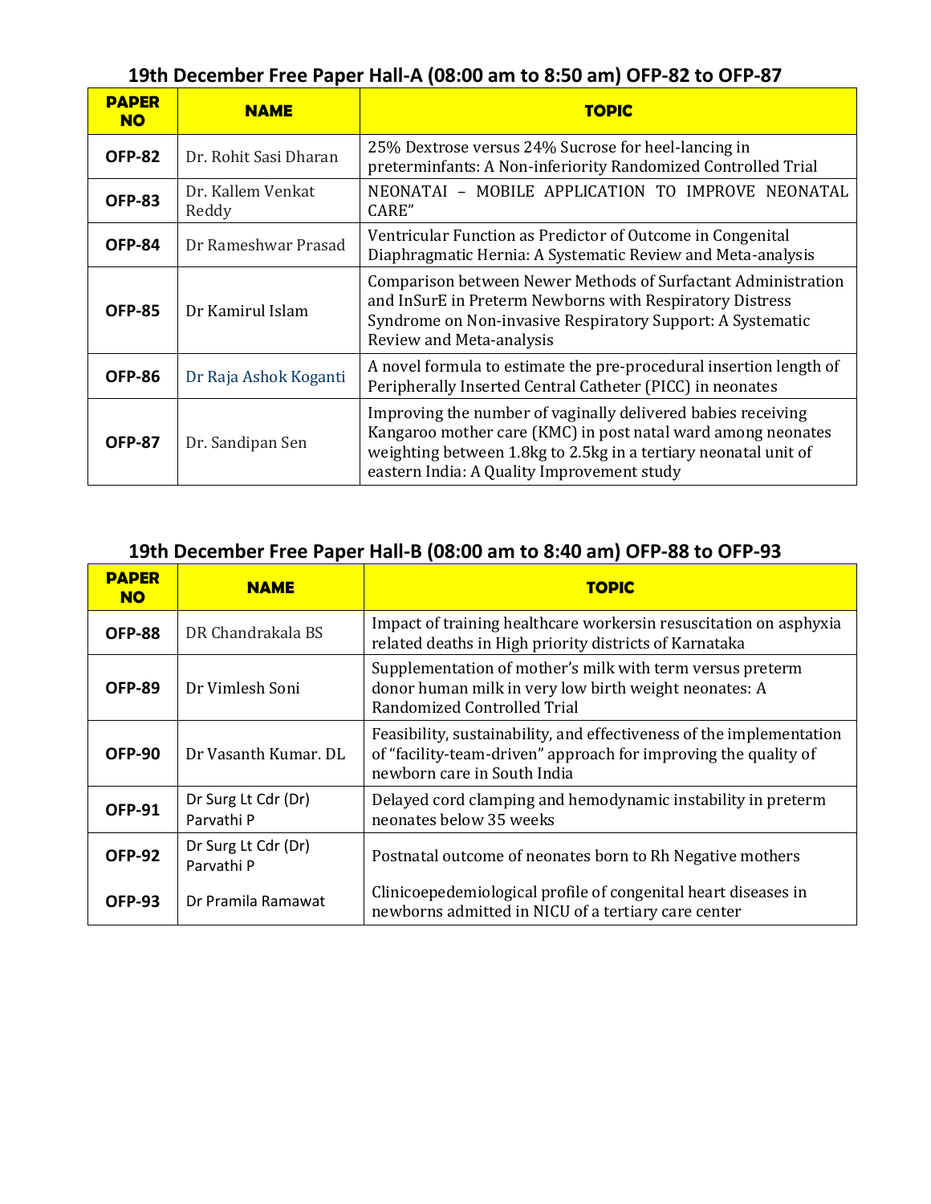## 19th December Free Paper Hall-A (08:00 am to 8:50 am) OFP-82 to OFP-87

| PAPER NO | NAME | TOPIC |
|---|---|---|
| **OFP-82** | Dr. Rohit Sasi Dharan | 25% Dextrose versus 24% Sucrose for heel-lancing in preterminfants: A Non-inferiority Randomized Controlled Trial |
| **OFP-83** | Dr. Kallem Venkat Reddy | NEONATAI – MOBILE APPLICATION TO IMPROVE NEONATAL CARE" |
| **OFP-84** | Dr Rameshwar Prasad | Ventricular Function as Predictor of Outcome in Congenital Diaphragmatic Hernia: A Systematic Review and Meta-analysis |
| **OFP-85** | Dr Kamirul Islam | Comparison between Newer Methods of Surfactant Administration and InSurE in Preterm Newborns with Respiratory Distress Syndrome on Non-invasive Respiratory Support: A Systematic Review and Meta-analysis |
| **OFP-86** | Dr Raja Ashok Koganti | A novel formula to estimate the pre-procedural insertion length of Peripherally Inserted Central Catheter (PICC) in neonates |
| **OFP-87** | Dr. Sandipan Sen | Improving the number of vaginally delivered babies receiving Kangaroo mother care (KMC) in post natal ward among neonates weighting between 1.8kg to 2.5kg in a tertiary neonatal unit of eastern India: A Quality Improvement study |

## 19th December Free Paper Hall-B (08:00 am to 8:40 am) OFP-88 to OFP-93

| PAPER NO | NAME | TOPIC |
|---|---|---|
| **OFP-88** | DR Chandrakala BS | Impact of training healthcare workersin resuscitation on asphyxia related deaths in High priority districts of Karnataka |
| **OFP-89** | Dr Vimlesh Soni | Supplementation of mother's milk with term versus preterm donor human milk in very low birth weight neonates: A Randomized Controlled Trial |
| **OFP-90** | Dr Vasanth Kumar. DL | Feasibility, sustainability, and effectiveness of the implementation of "facility-team-driven" approach for improving the quality of newborn care in South India |
| **OFP-91** | Dr Surg Lt Cdr (Dr) Parvathi P | Delayed cord clamping and hemodynamic instability in preterm neonates below 35 weeks |
| **OFP-92** | Dr Surg Lt Cdr (Dr) Parvathi P | Postnatal outcome of neonates born to Rh Negative mothers |
| **OFP-93** | Dr Pramila Ramawat | Clinicoepedemiological profile of congenital heart diseases in newborns admitted in NICU of a tertiary care center |